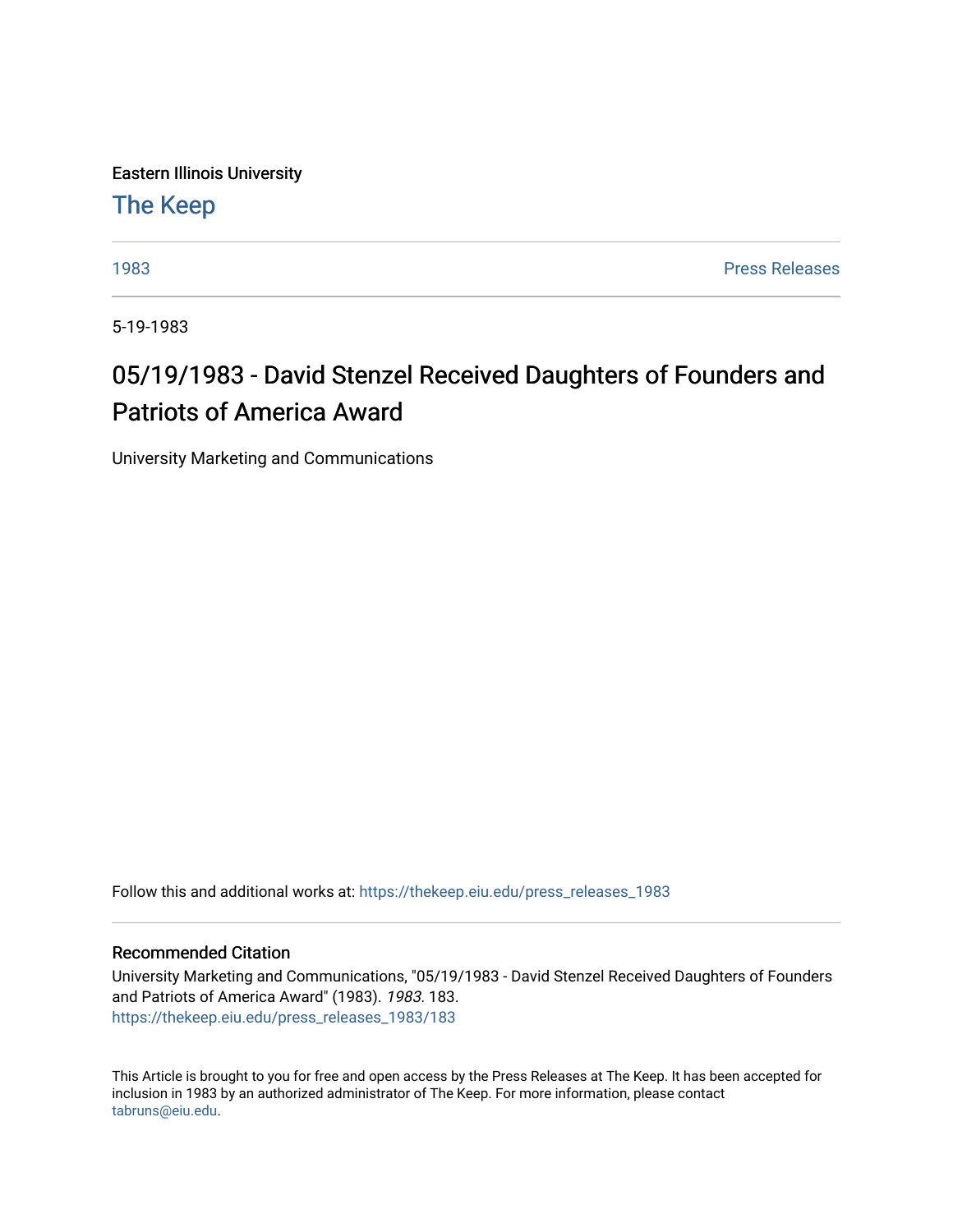Eastern Illinois University

[The Keep](https://thekeep.eiu.edu/)

[1983](https://thekeep.eiu.edu/press_releases_1983) [Press Releases](https://thekeep.eiu.edu/press_releases)

5-19-1983

# 05/19/1983 - David Stenzel Received Daughters of Founders and Patriots of America Award

University Marketing and Communications

Follow this and additional works at: https://thekeep.eiu.edu/press_releases_1983

## Recommended Citation

University Marketing and Communications, "05/19/1983 - David Stenzel Received Daughters of Founders and Patriots of America Award" (1983). *1983*. 183.
https://thekeep.eiu.edu/press_releases_1983/183

This Article is brought to you for free and open access by the Press Releases at The Keep. It has been accepted for inclusion in 1983 by an authorized administrator of The Keep. For more information, please contact tabruns@eiu.edu.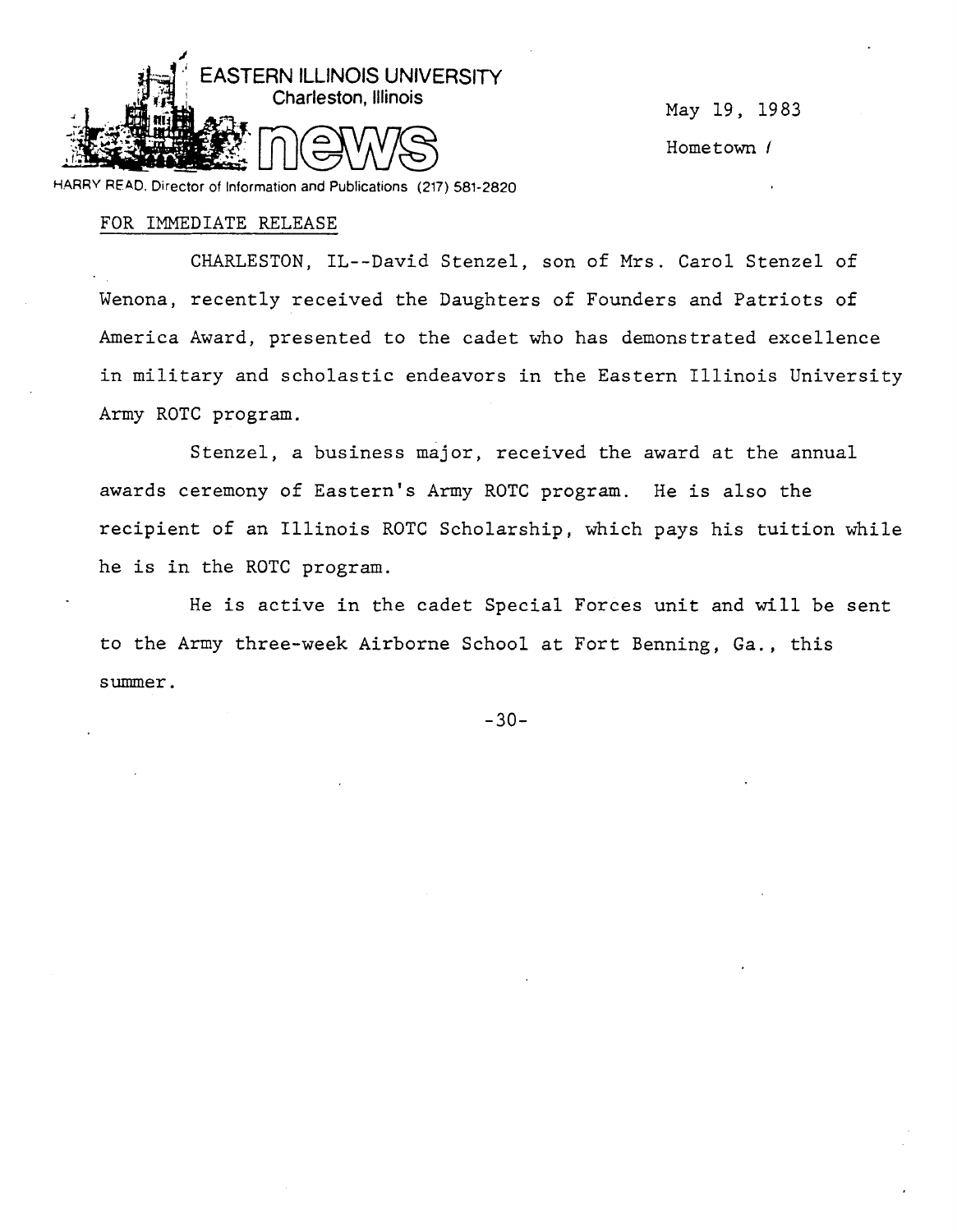EASTERN ILLINOIS UNIVERSITY
Charleston, Illinois

news

HARRY READ, Director of Information and Publications (217) 581-2820

May 19, 1983

Hometown /

FOR IMMEDIATE RELEASE

CHARLESTON, IL--David Stenzel, son of Mrs. Carol Stenzel of Wenona, recently received the Daughters of Founders and Patriots of America Award, presented to the cadet who has demonstrated excellence in military and scholastic endeavors in the Eastern Illinois University Army ROTC program.

Stenzel, a business major, received the award at the annual awards ceremony of Eastern's Army ROTC program. He is also the recipient of an Illinois ROTC Scholarship, which pays his tuition while he is in the ROTC program.

He is active in the cadet Special Forces unit and will be sent to the Army three-week Airborne School at Fort Benning, Ga., this summer.

-30-